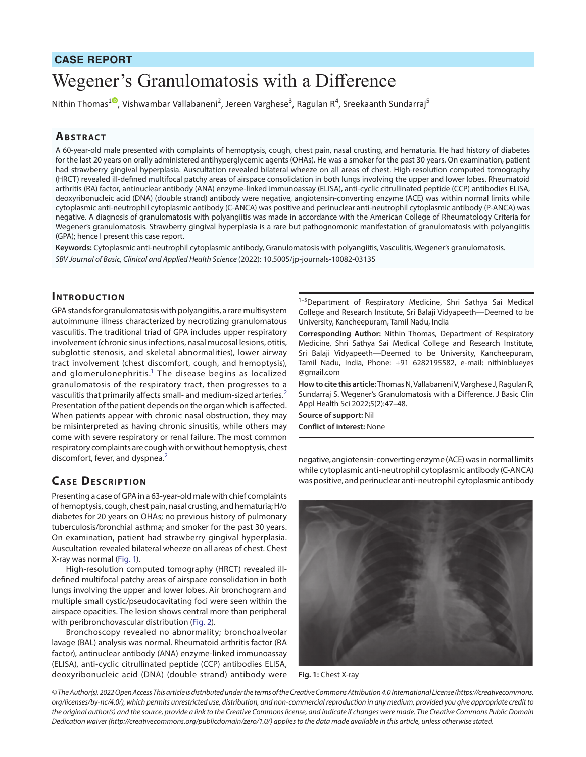## CASE REPORT

# Wegener's Granulomatosis with a Difference

Nithin Thomas[1], Vishwambar Vallabaneni[2], Jereen Varghese[3], Ragulan R[4], Sreekaanth Sundarraj[5]

## Abstract

A 60-year-old male presented with complaints of hemoptysis, cough, chest pain, nasal crusting, and hematuria. He had history of diabetes for the last 20 years on orally administered antihyperglycemic agents (OHAs). He was a smoker for the past 30 years. On examination, patient had strawberry gingival hyperplasia. Auscultation revealed bilateral wheeze on all areas of chest. High-resolution computed tomography (HRCT) revealed ill-defined multifocal patchy areas of airspace consolidation in both lungs involving the upper and lower lobes. Rheumatoid arthritis (RA) factor, antinuclear antibody (ANA) enzyme-linked immunoassay (ELISA), anti-cyclic citrullinated peptide (CCP) antibodies ELISA, deoxyribonucleic acid (DNA) (double strand) antibody were negative, angiotensin-converting enzyme (ACE) was within normal limits while cytoplasmic anti-neutrophil cytoplasmic antibody (C-ANCA) was positive and perinuclear anti-neutrophil cytoplasmic antibody (P-ANCA) was negative. A diagnosis of granulomatosis with polyangiitis was made in accordance with the American College of Rheumatology Criteria for Wegener's granulomatosis. Strawberry gingival hyperplasia is a rare but pathognomonic manifestation of granulomatosis with polyangiitis (GPA); hence I present this case report.

**Keywords:** Cytoplasmic anti-neutrophil cytoplasmic antibody, Granulomatosis with polyangiitis, Vasculitis, Wegener's granulomatosis.

*SBV Journal of Basic, Clinical and Applied Health Science* (2022): 10.5005/jp-journals-10082-03135

## Introduction

GPA stands for granulomatosis with polyangiitis, a rare multisystem autoimmune illness characterized by necrotizing granulomatous vasculitis. The traditional triad of GPA includes upper respiratory involvement (chronic sinus infections, nasal mucosal lesions, otitis, subglottic stenosis, and skeletal abnormalities), lower airway tract involvement (chest discomfort, cough, and hemoptysis), and glomerulonephritis.[1] The disease begins as localized granulomatosis of the respiratory tract, then progresses to a vasculitis that primarily affects small- and medium-sized arteries.[2] Presentation of the patient depends on the organ which is affected. When patients appear with chronic nasal obstruction, they may be misinterpreted as having chronic sinusitis, while others may come with severe respiratory or renal failure. The most common respiratory complaints are cough with or without hemoptysis, chest discomfort, fever, and dyspnea.[2]

## Case Description

Presenting a case of GPA in a 63-year-old male with chief complaints of hemoptysis, cough, chest pain, nasal crusting, and hematuria; H/o diabetes for 20 years on OHAs; no previous history of pulmonary tuberculosis/bronchial asthma; and smoker for the past 30 years. On examination, patient had strawberry gingival hyperplasia. Auscultation revealed bilateral wheeze on all areas of chest. Chest X-ray was normal (Fig. 1).

High-resolution computed tomography (HRCT) revealed ill-defined multifocal patchy areas of airspace consolidation in both lungs involving the upper and lower lobes. Air bronchogram and multiple small cystic/pseudocavitating foci were seen within the airspace opacities. The lesion shows central more than peripheral with peribronchovascular distribution (Fig. 2).

Bronchoscopy revealed no abnormality; bronchoalveolar lavage (BAL) analysis was normal. Rheumatoid arthritis factor (RA factor), antinuclear antibody (ANA) enzyme-linked immunoassay (ELISA), anti-cyclic citrullinated peptide (CCP) antibodies ELISA, deoxyribonucleic acid (DNA) (double strand) antibody were negative, angiotensin-converting enzyme (ACE) was in normal limits while cytoplasmic anti-neutrophil cytoplasmic antibody (C-ANCA) was positive, and perinuclear anti-neutrophil cytoplasmic antibody

**Fig. 1:** Chest X-ray

[1–5]Department of Respiratory Medicine, Shri Sathya Sai Medical College and Research Institute, Sri Balaji Vidyapeeth—Deemed to be University, Kancheepuram, Tamil Nadu, India

**Corresponding Author:** Nithin Thomas, Department of Respiratory Medicine, Shri Sathya Sai Medical College and Research Institute, Sri Balaji Vidyapeeth—Deemed to be University, Kancheepuram, Tamil Nadu, India, Phone: +91 6282195582, e-mail: nithinblueyes@gmail.com

**How to cite this article:** Thomas N, Vallabaneni V, Varghese J, Ragulan R, Sundarraj S. Wegener's Granulomatosis with a Difference. J Basic Clin Appl Health Sci 2022;5(2):47–48.

**Source of support:** Nil

**Conflict of interest:** None

*© The Author(s). 2022 Open Access This article is distributed under the terms of the Creative Commons Attribution 4.0 International License (https://creativecommons.org/licenses/by-nc/4.0/), which permits unrestricted use, distribution, and non-commercial reproduction in any medium, provided you give appropriate credit to the original author(s) and the source, provide a link to the Creative Commons license, and indicate if changes were made. The Creative Commons Public Domain Dedication waiver (http://creativecommons.org/publicdomain/zero/1.0/) applies to the data made available in this article, unless otherwise stated.*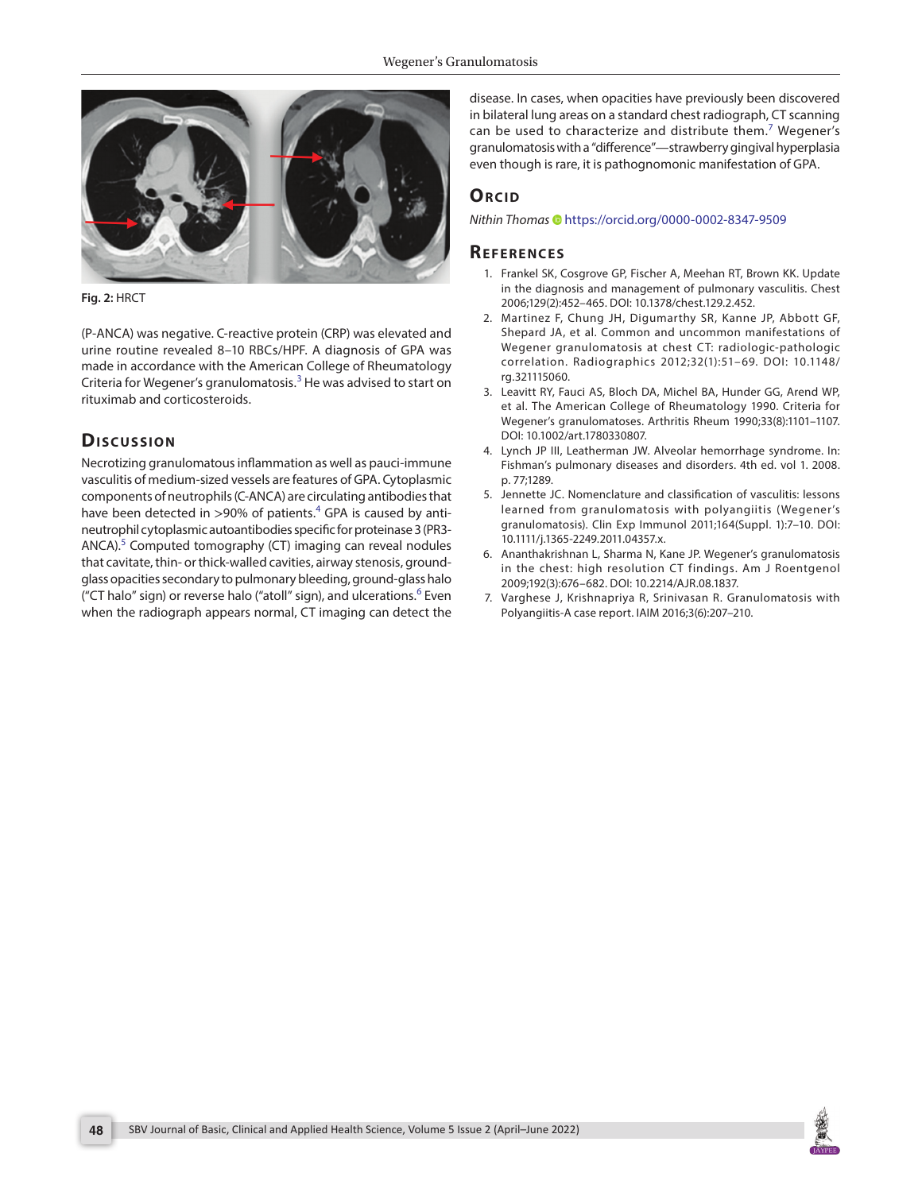Fig. 2: HRCT

(P-ANCA) was negative. C-reactive protein (CRP) was elevated and urine routine revealed 8–10 RBCs/HPF. A diagnosis of GPA was made in accordance with the American College of Rheumatology Criteria for Wegener's granulomatosis.[3] He was advised to start on rituximab and corticosteroids.

## Discussion

Necrotizing granulomatous inflammation as well as pauci-immune vasculitis of medium-sized vessels are features of GPA. Cytoplasmic components of neutrophils (C-ANCA) are circulating antibodies that have been detected in >90% of patients.[4] GPA is caused by anti-neutrophil cytoplasmic autoantibodies specific for proteinase 3 (PR3-ANCA).[5] Computed tomography (CT) imaging can reveal nodules that cavitate, thin- or thick-walled cavities, airway stenosis, ground-glass opacities secondary to pulmonary bleeding, ground-glass halo ("CT halo" sign) or reverse halo ("atoll" sign), and ulcerations.[6] Even when the radiograph appears normal, CT imaging can detect the disease. In cases, when opacities have previously been discovered in bilateral lung areas on a standard chest radiograph, CT scanning can be used to characterize and distribute them.[7] Wegener's granulomatosis with a "difference"—strawberry gingival hyperplasia even though is rare, it is pathognomonic manifestation of GPA.

## Orcid

*Nithin Thomas* https://orcid.org/0000-0002-8347-9509

## References

1. Frankel SK, Cosgrove GP, Fischer A, Meehan RT, Brown KK. Update in the diagnosis and management of pulmonary vasculitis. Chest 2006;129(2):452–465. DOI: 10.1378/chest.129.2.452.
2. Martinez F, Chung JH, Digumarthy SR, Kanne JP, Abbott GF, Shepard JA, et al. Common and uncommon manifestations of Wegener granulomatosis at chest CT: radiologic-pathologic correlation. Radiographics 2012;32(1):51–69. DOI: 10.1148/rg.321115060.
3. Leavitt RY, Fauci AS, Bloch DA, Michel BA, Hunder GG, Arend WP, et al. The American College of Rheumatology 1990. Criteria for Wegener's granulomatoses. Arthritis Rheum 1990;33(8):1101–1107. DOI: 10.1002/art.1780330807.
4. Lynch JP III, Leatherman JW. Alveolar hemorrhage syndrome. In: Fishman's pulmonary diseases and disorders. 4th ed. vol 1. 2008. p. 77;1289.
5. Jennette JC. Nomenclature and classification of vasculitis: lessons learned from granulomatosis with polyangiitis (Wegener's granulomatosis). Clin Exp Immunol 2011;164(Suppl. 1):7–10. DOI: 10.1111/j.1365-2249.2011.04357.x.
6. Ananthakrishnan L, Sharma N, Kane JP. Wegener's granulomatosis in the chest: high resolution CT findings. Am J Roentgenol 2009;192(3):676–682. DOI: 10.2214/AJR.08.1837.
7. Varghese J, Krishnapriya R, Srinivasan R. Granulomatosis with Polyangiitis-A case report. IAIM 2016;3(6):207–210.